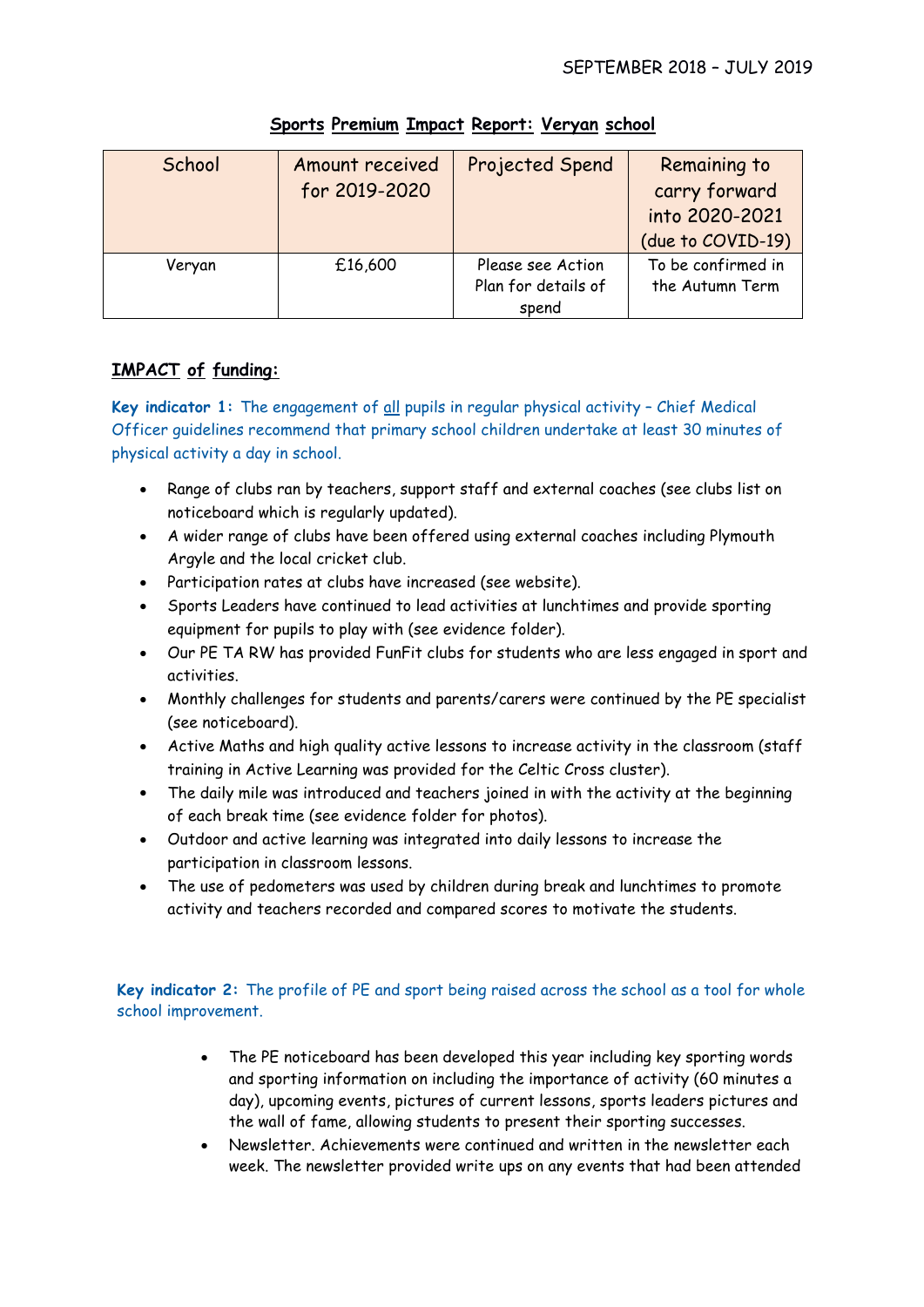SEPTEMBER 2018 – JULY 2019

# Sports Premium Impact Report: Veryan school

| School | Amount received for 2019-2020 | Projected Spend | Remaining to carry forward into 2020-2021 (due to COVID-19) |
|---|---|---|---|
| Veryan | £16,600 | Please see Action Plan for details of spend | To be confirmed in the Autumn Term |

## IMPACT of funding:

**Key indicator 1:** The engagement of all pupils in regular physical activity – Chief Medical Officer guidelines recommend that primary school children undertake at least 30 minutes of physical activity a day in school.

- Range of clubs ran by teachers, support staff and external coaches (see clubs list on noticeboard which is regularly updated).
- A wider range of clubs have been offered using external coaches including Plymouth Argyle and the local cricket club.
- Participation rates at clubs have increased (see website).
- Sports Leaders have continued to lead activities at lunchtimes and provide sporting equipment for pupils to play with (see evidence folder).
- Our PE TA RW has provided FunFit clubs for students who are less engaged in sport and activities.
- Monthly challenges for students and parents/carers were continued by the PE specialist (see noticeboard).
- Active Maths and high quality active lessons to increase activity in the classroom (staff training in Active Learning was provided for the Celtic Cross cluster).
- The daily mile was introduced and teachers joined in with the activity at the beginning of each break time (see evidence folder for photos).
- Outdoor and active learning was integrated into daily lessons to increase the participation in classroom lessons.
- The use of pedometers was used by children during break and lunchtimes to promote activity and teachers recorded and compared scores to motivate the students.

**Key indicator 2:** The profile of PE and sport being raised across the school as a tool for whole school improvement.

- The PE noticeboard has been developed this year including key sporting words and sporting information on including the importance of activity (60 minutes a day), upcoming events, pictures of current lessons, sports leaders pictures and the wall of fame, allowing students to present their sporting successes.
- Newsletter. Achievements were continued and written in the newsletter each week. The newsletter provided write ups on any events that had been attended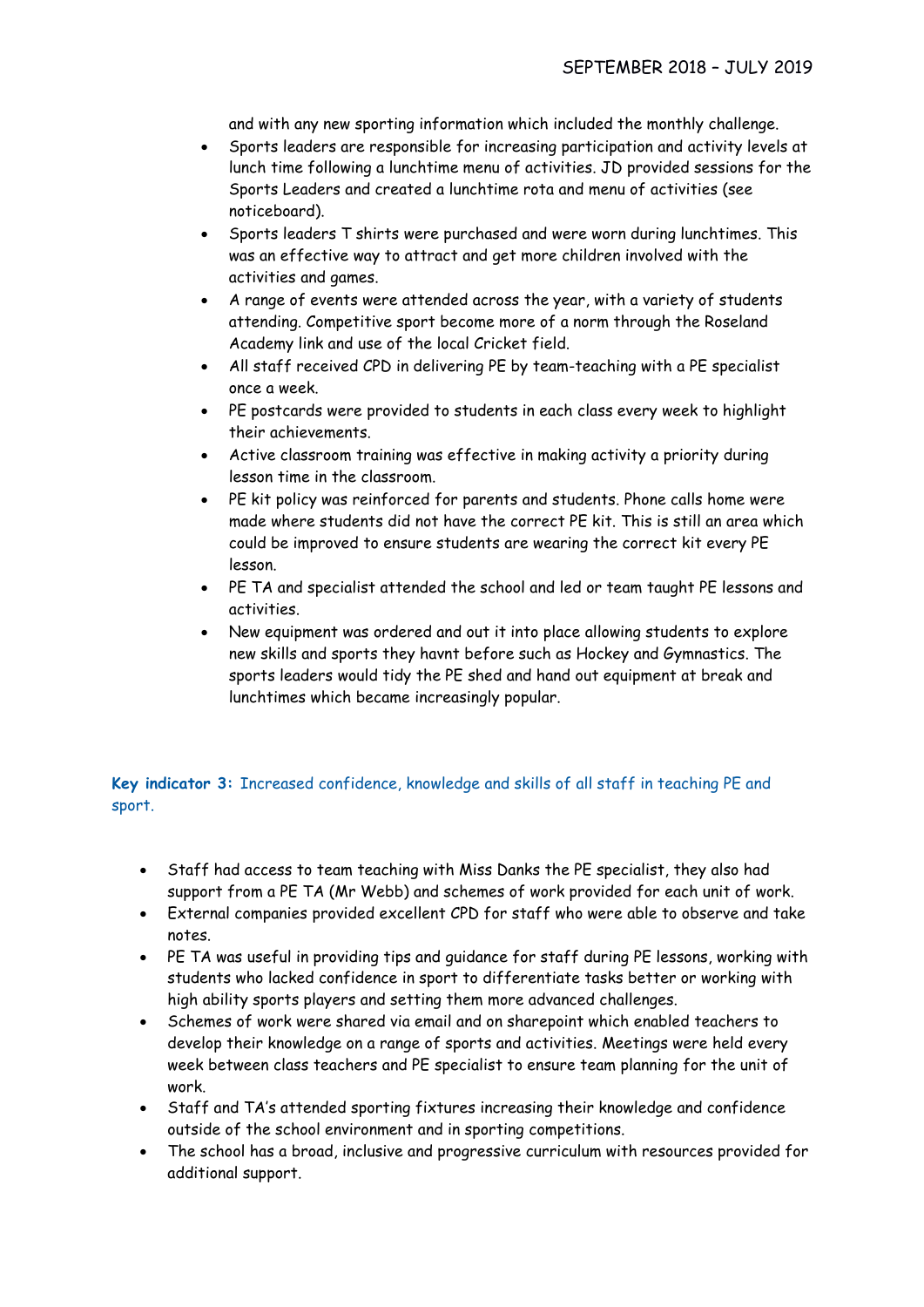and with any new sporting information which included the monthly challenge.

- Sports leaders are responsible for increasing participation and activity levels at lunch time following a lunchtime menu of activities. JD provided sessions for the Sports Leaders and created a lunchtime rota and menu of activities (see noticeboard).
- Sports leaders T shirts were purchased and were worn during lunchtimes. This was an effective way to attract and get more children involved with the activities and games.
- A range of events were attended across the year, with a variety of students attending. Competitive sport become more of a norm through the Roseland Academy link and use of the local Cricket field.
- All staff received CPD in delivering PE by team-teaching with a PE specialist once a week.
- PE postcards were provided to students in each class every week to highlight their achievements.
- Active classroom training was effective in making activity a priority during lesson time in the classroom.
- PE kit policy was reinforced for parents and students. Phone calls home were made where students did not have the correct PE kit. This is still an area which could be improved to ensure students are wearing the correct kit every PE lesson.
- PE TA and specialist attended the school and led or team taught PE lessons and activities.
- New equipment was ordered and out it into place allowing students to explore new skills and sports they havnt before such as Hockey and Gymnastics. The sports leaders would tidy the PE shed and hand out equipment at break and lunchtimes which became increasingly popular.

**Key indicator 3:** Increased confidence, knowledge and skills of all staff in teaching PE and sport.

- Staff had access to team teaching with Miss Danks the PE specialist, they also had support from a PE TA (Mr Webb) and schemes of work provided for each unit of work.
- External companies provided excellent CPD for staff who were able to observe and take notes.
- PE TA was useful in providing tips and guidance for staff during PE lessons, working with students who lacked confidence in sport to differentiate tasks better or working with high ability sports players and setting them more advanced challenges.
- Schemes of work were shared via email and on sharepoint which enabled teachers to develop their knowledge on a range of sports and activities. Meetings were held every week between class teachers and PE specialist to ensure team planning for the unit of work.
- Staff and TA's attended sporting fixtures increasing their knowledge and confidence outside of the school environment and in sporting competitions.
- The school has a broad, inclusive and progressive curriculum with resources provided for additional support.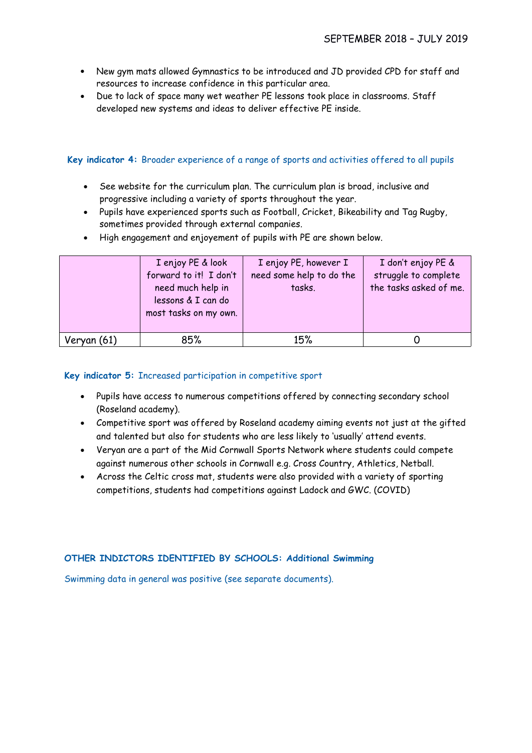- New gym mats allowed Gymnastics to be introduced and JD provided CPD for staff and resources to increase confidence in this particular area.
- Due to lack of space many wet weather PE lessons took place in classrooms. Staff developed new systems and ideas to deliver effective PE inside.

**Key indicator 4:** Broader experience of a range of sports and activities offered to all pupils

- See website for the curriculum plan. The curriculum plan is broad, inclusive and progressive including a variety of sports throughout the year.
- Pupils have experienced sports such as Football, Cricket, Bikeability and Tag Rugby, sometimes provided through external companies.
- High engagement and enjoyement of pupils with PE are shown below.

| | I enjoy PE & look forward to it! I don't need much help in lessons & I can do most tasks on my own. | I enjoy PE, however I need some help to do the tasks. | I don't enjoy PE & struggle to complete the tasks asked of me. |
|---|---|---|---|
| Veryan (61) | 85% | 15% | 0 |

**Key indicator 5:** Increased participation in competitive sport

- Pupils have access to numerous competitions offered by connecting secondary school (Roseland academy).
- Competitive sport was offered by Roseland academy aiming events not just at the gifted and talented but also for students who are less likely to 'usually' attend events.
- Veryan are a part of the Mid Cornwall Sports Network where students could compete against numerous other schools in Cornwall e.g. Cross Country, Athletics, Netball.
- Across the Celtic cross mat, students were also provided with a variety of sporting competitions, students had competitions against Ladock and GWC. (COVID)

**OTHER INDICTORS IDENTIFIED BY SCHOOLS: Additional Swimming**

Swimming data in general was positive (see separate documents).